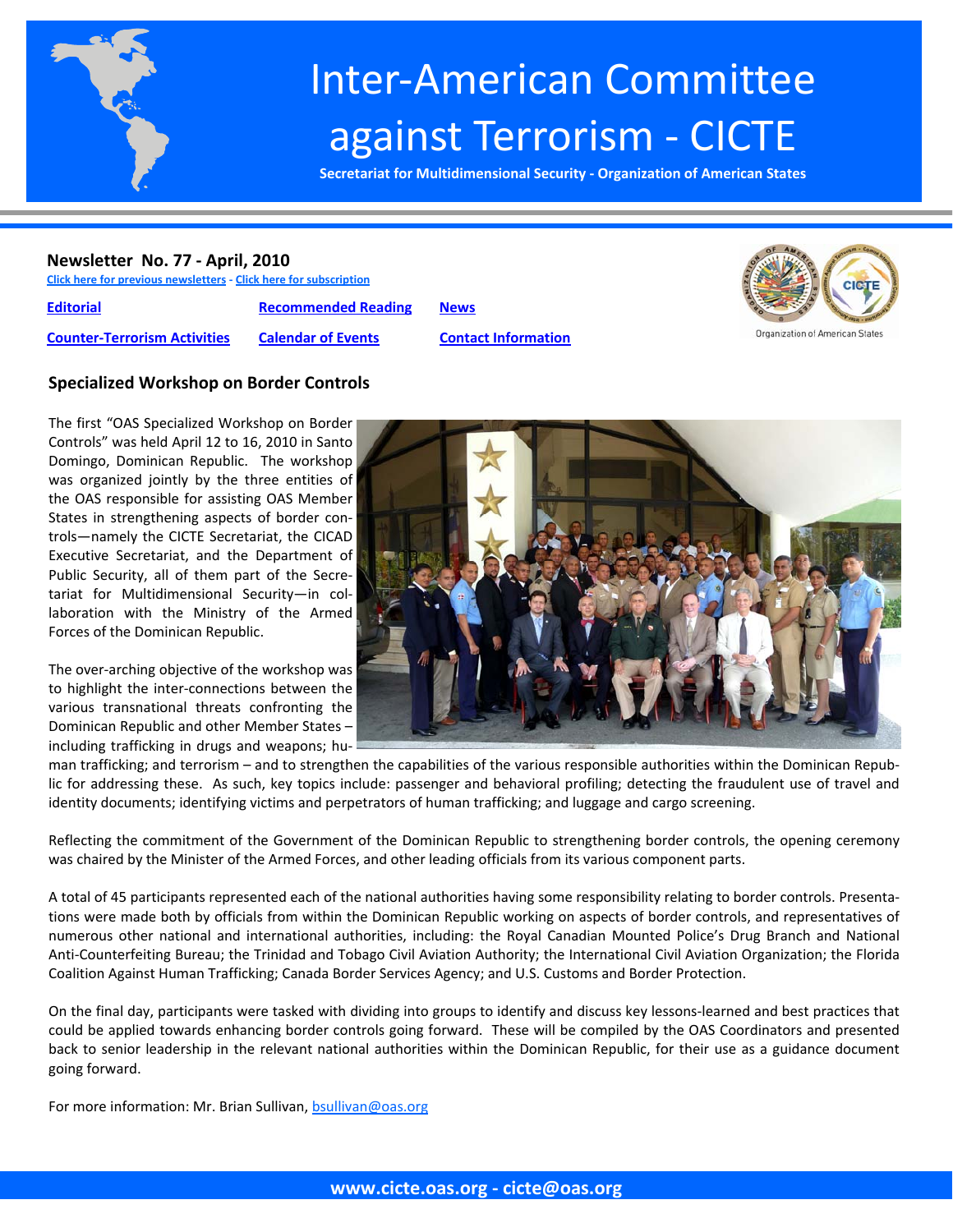# Inter-American Committee against Terrorism - CICTE

**Secretariat for Multidimensional Security - Organization of American States**

## Newsletter No. 77 - April, 2010

Click here for previous newsletters - Click here for subscription

| | | |
|---|---|---|
| Editorial | Recommended Reading | News |
| Counter-Terrorism Activities | Calendar of Events | Contact Information |

Organization of American States

### Specialized Workshop on Border Controls

The first "OAS Specialized Workshop on Border Controls" was held April 12 to 16, 2010 in Santo Domingo, Dominican Republic. The workshop was organized jointly by the three entities of the OAS responsible for assisting OAS Member States in strengthening aspects of border controls—namely the CICTE Secretariat, the CICAD Executive Secretariat, and the Department of Public Security, all of them part of the Secretariat for Multidimensional Security—in collaboration with the Ministry of the Armed Forces of the Dominican Republic.

The over-arching objective of the workshop was to highlight the inter-connections between the various transnational threats confronting the Dominican Republic and other Member States – including trafficking in drugs and weapons; human trafficking; and terrorism – and to strengthen the capabilities of the various responsible authorities within the Dominican Republic for addressing these. As such, key topics include: passenger and behavioral profiling; detecting the fraudulent use of travel and identity documents; identifying victims and perpetrators of human trafficking; and luggage and cargo screening.

Reflecting the commitment of the Government of the Dominican Republic to strengthening border controls, the opening ceremony was chaired by the Minister of the Armed Forces, and other leading officials from its various component parts.

A total of 45 participants represented each of the national authorities having some responsibility relating to border controls. Presentations were made both by officials from within the Dominican Republic working on aspects of border controls, and representatives of numerous other national and international authorities, including: the Royal Canadian Mounted Police's Drug Branch and National Anti-Counterfeiting Bureau; the Trinidad and Tobago Civil Aviation Authority; the International Civil Aviation Organization; the Florida Coalition Against Human Trafficking; Canada Border Services Agency; and U.S. Customs and Border Protection.

On the final day, participants were tasked with dividing into groups to identify and discuss key lessons-learned and best practices that could be applied towards enhancing border controls going forward. These will be compiled by the OAS Coordinators and presented back to senior leadership in the relevant national authorities within the Dominican Republic, for their use as a guidance document going forward.

For more information: Mr. Brian Sullivan, bsullivan@oas.org

www.cicte.oas.org - cicte@oas.org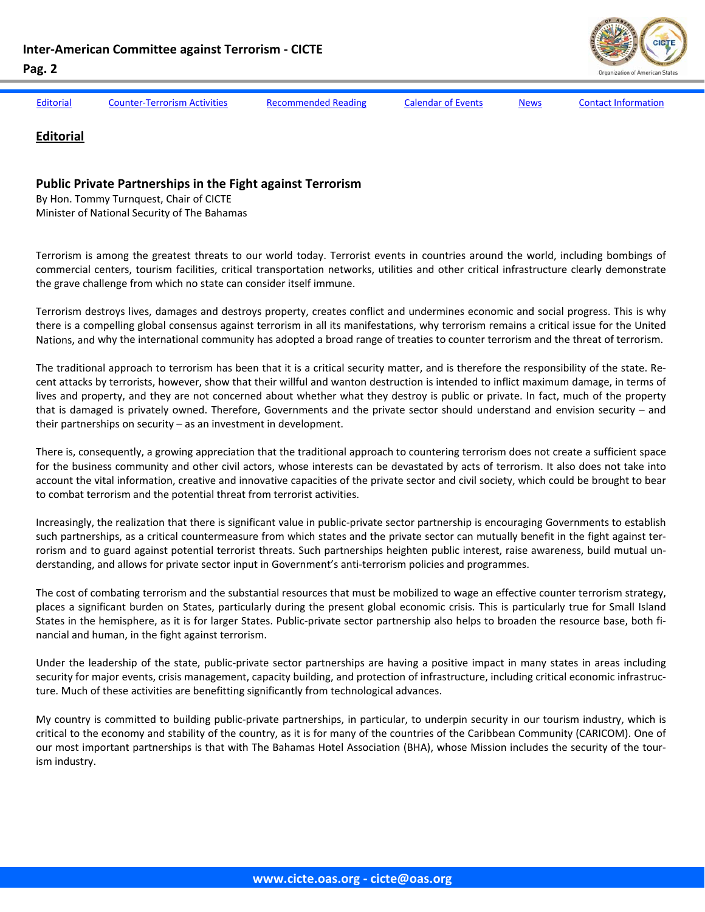Editorial | Counter-Terrorism Activities | Recommended Reading | Calendar of Events | News | Contact Information

## Editorial

### Public Private Partnerships in the Fight against Terrorism

By Hon. Tommy Turnquest, Chair of CICTE
Minister of National Security of The Bahamas

Terrorism is among the greatest threats to our world today. Terrorist events in countries around the world, including bombings of commercial centers, tourism facilities, critical transportation networks, utilities and other critical infrastructure clearly demonstrate the grave challenge from which no state can consider itself immune.

Terrorism destroys lives, damages and destroys property, creates conflict and undermines economic and social progress. This is why there is a compelling global consensus against terrorism in all its manifestations, why terrorism remains a critical issue for the United Nations, and why the international community has adopted a broad range of treaties to counter terrorism and the threat of terrorism.

The traditional approach to terrorism has been that it is a critical security matter, and is therefore the responsibility of the state. Recent attacks by terrorists, however, show that their willful and wanton destruction is intended to inflict maximum damage, in terms of lives and property, and they are not concerned about whether what they destroy is public or private. In fact, much of the property that is damaged is privately owned. Therefore, Governments and the private sector should understand and envision security – and their partnerships on security – as an investment in development.

There is, consequently, a growing appreciation that the traditional approach to countering terrorism does not create a sufficient space for the business community and other civil actors, whose interests can be devastated by acts of terrorism. It also does not take into account the vital information, creative and innovative capacities of the private sector and civil society, which could be brought to bear to combat terrorism and the potential threat from terrorist activities.

Increasingly, the realization that there is significant value in public-private sector partnership is encouraging Governments to establish such partnerships, as a critical countermeasure from which states and the private sector can mutually benefit in the fight against terrorism and to guard against potential terrorist threats. Such partnerships heighten public interest, raise awareness, build mutual understanding, and allows for private sector input in Government's anti-terrorism policies and programmes.

The cost of combating terrorism and the substantial resources that must be mobilized to wage an effective counter terrorism strategy, places a significant burden on States, particularly during the present global economic crisis. This is particularly true for Small Island States in the hemisphere, as it is for larger States. Public-private sector partnership also helps to broaden the resource base, both financial and human, in the fight against terrorism.

Under the leadership of the state, public-private sector partnerships are having a positive impact in many states in areas including security for major events, crisis management, capacity building, and protection of infrastructure, including critical economic infrastructure. Much of these activities are benefitting significantly from technological advances.

My country is committed to building public-private partnerships, in particular, to underpin security in our tourism industry, which is critical to the economy and stability of the country, as it is for many of the countries of the Caribbean Community (CARICOM). One of our most important partnerships is that with The Bahamas Hotel Association (BHA), whose Mission includes the security of the tourism industry.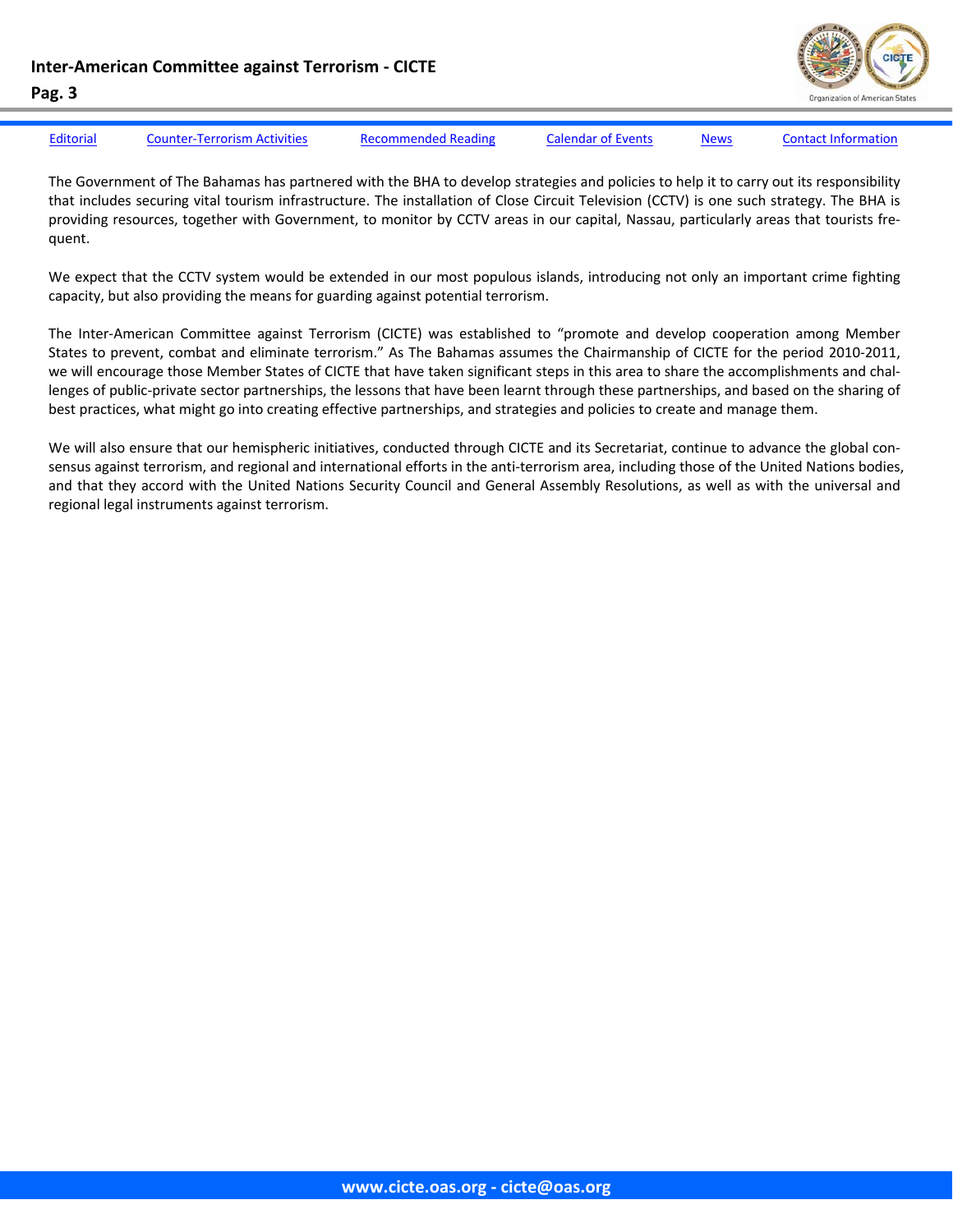The Government of The Bahamas has partnered with the BHA to develop strategies and policies to help it to carry out its responsibility that includes securing vital tourism infrastructure. The installation of Close Circuit Television (CCTV) is one such strategy. The BHA is providing resources, together with Government, to monitor by CCTV areas in our capital, Nassau, particularly areas that tourists frequent.

We expect that the CCTV system would be extended in our most populous islands, introducing not only an important crime fighting capacity, but also providing the means for guarding against potential terrorism.

The Inter-American Committee against Terrorism (CICTE) was established to "promote and develop cooperation among Member States to prevent, combat and eliminate terrorism." As The Bahamas assumes the Chairmanship of CICTE for the period 2010-2011, we will encourage those Member States of CICTE that have taken significant steps in this area to share the accomplishments and challenges of public-private sector partnerships, the lessons that have been learnt through these partnerships, and based on the sharing of best practices, what might go into creating effective partnerships, and strategies and policies to create and manage them.

We will also ensure that our hemispheric initiatives, conducted through CICTE and its Secretariat, continue to advance the global consensus against terrorism, and regional and international efforts in the anti-terrorism area, including those of the United Nations bodies, and that they accord with the United Nations Security Council and General Assembly Resolutions, as well as with the universal and regional legal instruments against terrorism.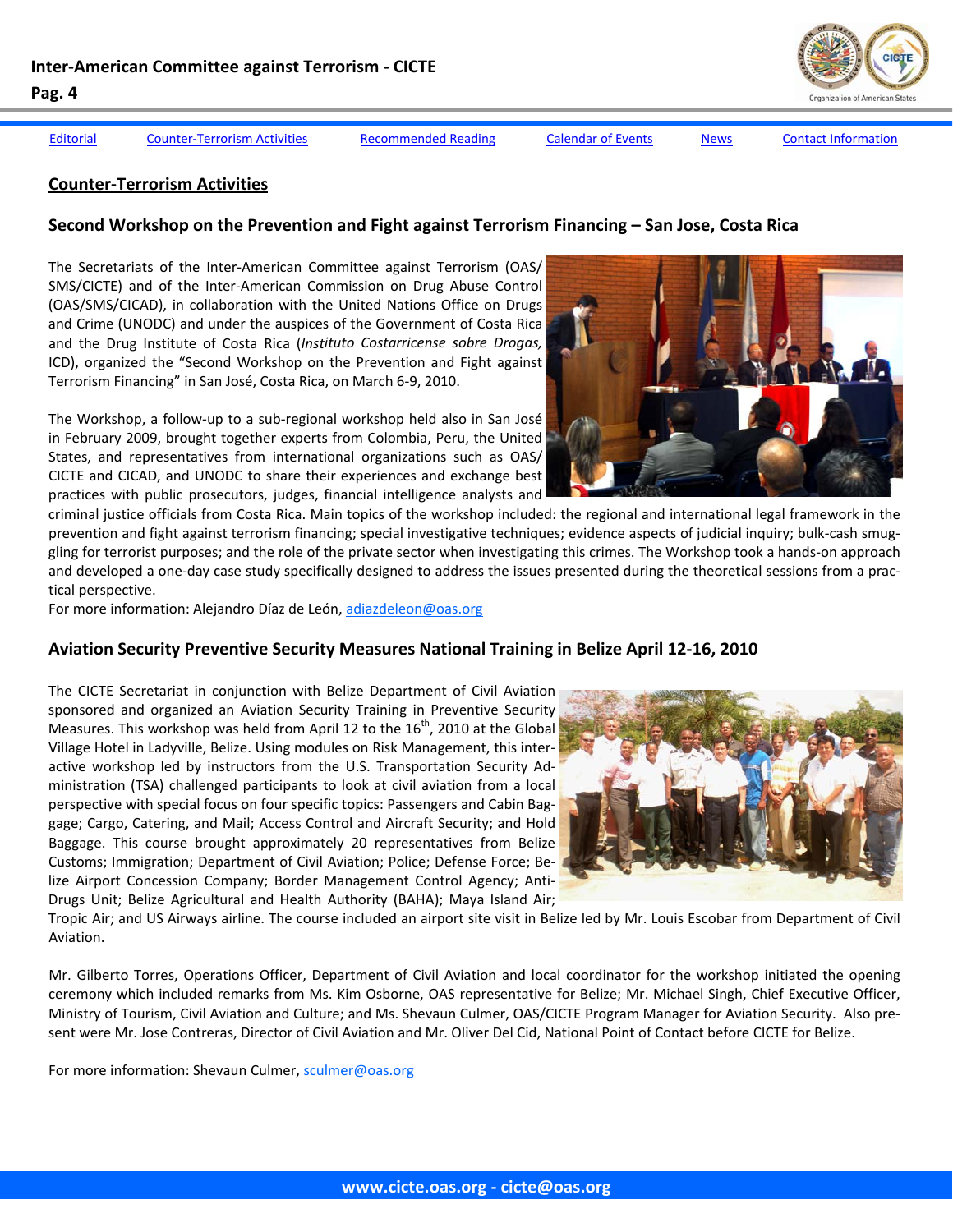Editorial | Counter-Terrorism Activities | Recommended Reading | Calendar of Events | News | Contact Information

## Counter-Terrorism Activities

### Second Workshop on the Prevention and Fight against Terrorism Financing – San Jose, Costa Rica

The Secretariats of the Inter-American Committee against Terrorism (OAS/SMS/CICTE) and of the Inter-American Commission on Drug Abuse Control (OAS/SMS/CICAD), in collaboration with the United Nations Office on Drugs and Crime (UNODC) and under the auspices of the Government of Costa Rica and the Drug Institute of Costa Rica (*Instituto Costarricense sobre Drogas,* ICD), organized the "Second Workshop on the Prevention and Fight against Terrorism Financing" in San José, Costa Rica, on March 6-9, 2010.

The Workshop, a follow-up to a sub-regional workshop held also in San José in February 2009, brought together experts from Colombia, Peru, the United States, and representatives from international organizations such as OAS/CICTE and CICAD, and UNODC to share their experiences and exchange best practices with public prosecutors, judges, financial intelligence analysts and criminal justice officials from Costa Rica. Main topics of the workshop included: the regional and international legal framework in the prevention and fight against terrorism financing; special investigative techniques; evidence aspects of judicial inquiry; bulk-cash smuggling for terrorist purposes; and the role of the private sector when investigating this crimes. The Workshop took a hands-on approach and developed a one-day case study specifically designed to address the issues presented during the theoretical sessions from a practical perspective.

For more information: Alejandro Díaz de León, adiazdeleon@oas.org

### Aviation Security Preventive Security Measures National Training in Belize April 12-16, 2010

The CICTE Secretariat in conjunction with Belize Department of Civil Aviation sponsored and organized an Aviation Security Training in Preventive Security Measures. This workshop was held from April 12 to the 16th, 2010 at the Global Village Hotel in Ladyville, Belize. Using modules on Risk Management, this interactive workshop led by instructors from the U.S. Transportation Security Administration (TSA) challenged participants to look at civil aviation from a local perspective with special focus on four specific topics: Passengers and Cabin Baggage; Cargo, Catering, and Mail; Access Control and Aircraft Security; and Hold Baggage. This course brought approximately 20 representatives from Belize Customs; Immigration; Department of Civil Aviation; Police; Defense Force; Belize Airport Concession Company; Border Management Control Agency; Anti-Drugs Unit; Belize Agricultural and Health Authority (BAHA); Maya Island Air; Tropic Air; and US Airways airline. The course included an airport site visit in Belize led by Mr. Louis Escobar from Department of Civil Aviation.

Mr. Gilberto Torres, Operations Officer, Department of Civil Aviation and local coordinator for the workshop initiated the opening ceremony which included remarks from Ms. Kim Osborne, OAS representative for Belize; Mr. Michael Singh, Chief Executive Officer, Ministry of Tourism, Civil Aviation and Culture; and Ms. Shevaun Culmer, OAS/CICTE Program Manager for Aviation Security. Also present were Mr. Jose Contreras, Director of Civil Aviation and Mr. Oliver Del Cid, National Point of Contact before CICTE for Belize.

For more information: Shevaun Culmer, sculmer@oas.org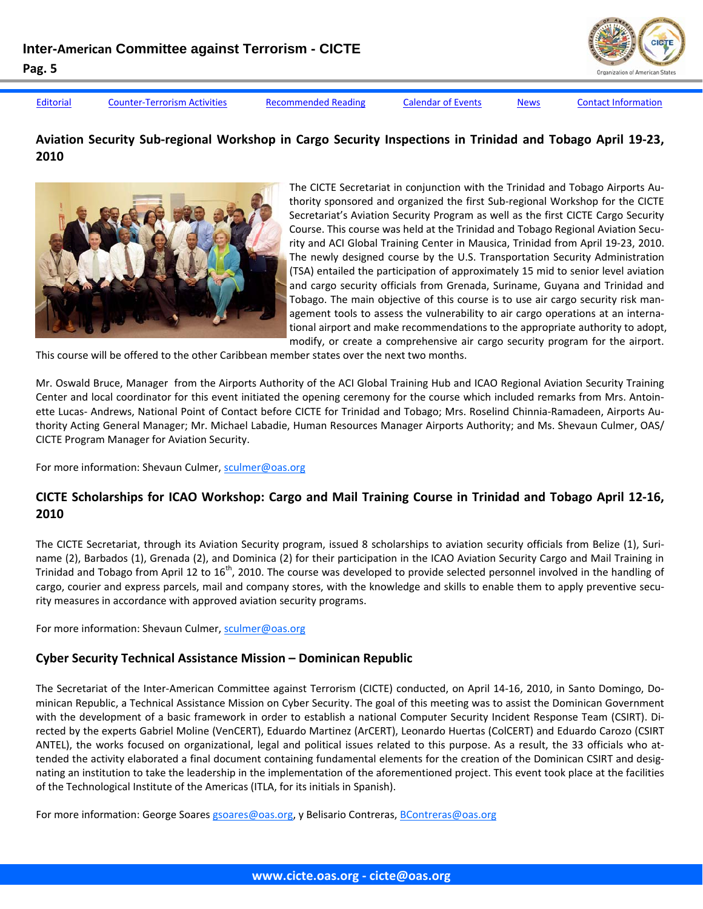Editorial | Counter-Terrorism Activities | Recommended Reading | Calendar of Events | News | Contact Information

## Aviation Security Sub-regional Workshop in Cargo Security Inspections in Trinidad and Tobago April 19-23, 2010

The CICTE Secretariat in conjunction with the Trinidad and Tobago Airports Authority sponsored and organized the first Sub-regional Workshop for the CICTE Secretariat's Aviation Security Program as well as the first CICTE Cargo Security Course. This course was held at the Trinidad and Tobago Regional Aviation Security and ACI Global Training Center in Mausica, Trinidad from April 19-23, 2010. The newly designed course by the U.S. Transportation Security Administration (TSA) entailed the participation of approximately 15 mid to senior level aviation and cargo security officials from Grenada, Suriname, Guyana and Trinidad and Tobago. The main objective of this course is to use air cargo security risk management tools to assess the vulnerability to air cargo operations at an international airport and make recommendations to the appropriate authority to adopt, modify, or create a comprehensive air cargo security program for the airport. This course will be offered to the other Caribbean member states over the next two months.

Mr. Oswald Bruce, Manager from the Airports Authority of the ACI Global Training Hub and ICAO Regional Aviation Security Training Center and local coordinator for this event initiated the opening ceremony for the course which included remarks from Mrs. Antoinette Lucas- Andrews, National Point of Contact before CICTE for Trinidad and Tobago; Mrs. Roselind Chinnia-Ramadeen, Airports Authority Acting General Manager; Mr. Michael Labadie, Human Resources Manager Airports Authority; and Ms. Shevaun Culmer, OAS/CICTE Program Manager for Aviation Security.

For more information: Shevaun Culmer, sculmer@oas.org

## CICTE Scholarships for ICAO Workshop: Cargo and Mail Training Course in Trinidad and Tobago April 12-16, 2010

The CICTE Secretariat, through its Aviation Security program, issued 8 scholarships to aviation security officials from Belize (1), Suriname (2), Barbados (1), Grenada (2), and Dominica (2) for their participation in the ICAO Aviation Security Cargo and Mail Training in Trinidad and Tobago from April 12 to 16th, 2010. The course was developed to provide selected personnel involved in the handling of cargo, courier and express parcels, mail and company stores, with the knowledge and skills to enable them to apply preventive security measures in accordance with approved aviation security programs.

For more information: Shevaun Culmer, sculmer@oas.org

## Cyber Security Technical Assistance Mission – Dominican Republic

The Secretariat of the Inter-American Committee against Terrorism (CICTE) conducted, on April 14-16, 2010, in Santo Domingo, Dominican Republic, a Technical Assistance Mission on Cyber Security. The goal of this meeting was to assist the Dominican Government with the development of a basic framework in order to establish a national Computer Security Incident Response Team (CSIRT). Directed by the experts Gabriel Moline (VenCERT), Eduardo Martinez (ArCERT), Leonardo Huertas (ColCERT) and Eduardo Carozo (CSIRT ANTEL), the works focused on organizational, legal and political issues related to this purpose. As a result, the 33 officials who attended the activity elaborated a final document containing fundamental elements for the creation of the Dominican CSIRT and designating an institution to take the leadership in the implementation of the aforementioned project. This event took place at the facilities of the Technological Institute of the Americas (ITLA, for its initials in Spanish).

For more information: George Soares gsoares@oas.org, y Belisario Contreras, BContreras@oas.org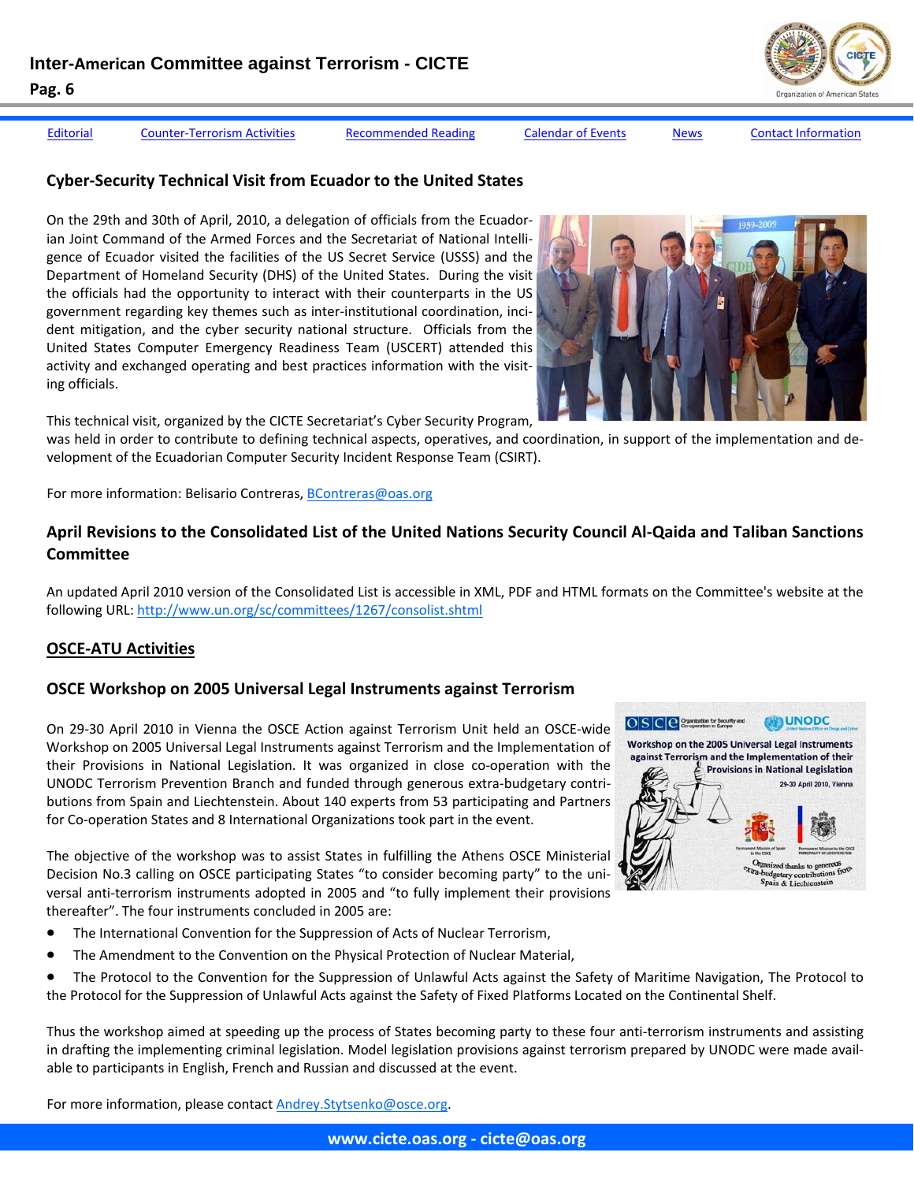[Editorial](#) [Counter-Terrorism Activities](#) [Recommended Reading](#) [Calendar of Events](#) [News](#) [Contact Information](#)

## Cyber-Security Technical Visit from Ecuador to the United States

On the 29th and 30th of April, 2010, a delegation of officials from the Ecuadorian Joint Command of the Armed Forces and the Secretariat of National Intelligence of Ecuador visited the facilities of the US Secret Service (USSS) and the Department of Homeland Security (DHS) of the United States. During the visit the officials had the opportunity to interact with their counterparts in the US government regarding key themes such as inter-institutional coordination, incident mitigation, and the cyber security national structure. Officials from the United States Computer Emergency Readiness Team (USCERT) attended this activity and exchanged operating and best practices information with the visiting officials.

This technical visit, organized by the CICTE Secretariat's Cyber Security Program, was held in order to contribute to defining technical aspects, operatives, and coordination, in support of the implementation and development of the Ecuadorian Computer Security Incident Response Team (CSIRT).

For more information: Belisario Contreras, BContreras@oas.org

## April Revisions to the Consolidated List of the United Nations Security Council Al-Qaida and Taliban Sanctions Committee

An updated April 2010 version of the Consolidated List is accessible in XML, PDF and HTML formats on the Committee's website at the following URL: http://www.un.org/sc/committees/1267/consolist.shtml

## OSCE-ATU Activities

### OSCE Workshop on 2005 Universal Legal Instruments against Terrorism

On 29-30 April 2010 in Vienna the OSCE Action against Terrorism Unit held an OSCE-wide Workshop on 2005 Universal Legal Instruments against Terrorism and the Implementation of their Provisions in National Legislation. It was organized in close co-operation with the UNODC Terrorism Prevention Branch and funded through generous extra-budgetary contributions from Spain and Liechtenstein. About 140 experts from 53 participating and Partners for Co-operation States and 8 International Organizations took part in the event.

The objective of the workshop was to assist States in fulfilling the Athens OSCE Ministerial Decision No.3 calling on OSCE participating States "to consider becoming party" to the universal anti-terrorism instruments adopted in 2005 and "to fully implement their provisions thereafter". The four instruments concluded in 2005 are:

- The International Convention for the Suppression of Acts of Nuclear Terrorism,
- The Amendment to the Convention on the Physical Protection of Nuclear Material,
- The Protocol to the Convention for the Suppression of Unlawful Acts against the Safety of Maritime Navigation, The Protocol to the Protocol for the Suppression of Unlawful Acts against the Safety of Fixed Platforms Located on the Continental Shelf.

Thus the workshop aimed at speeding up the process of States becoming party to these four anti-terrorism instruments and assisting in drafting the implementing criminal legislation. Model legislation provisions against terrorism prepared by UNODC were made available to participants in English, French and Russian and discussed at the event.

For more information, please contact Andrey.Stytsenko@osce.org.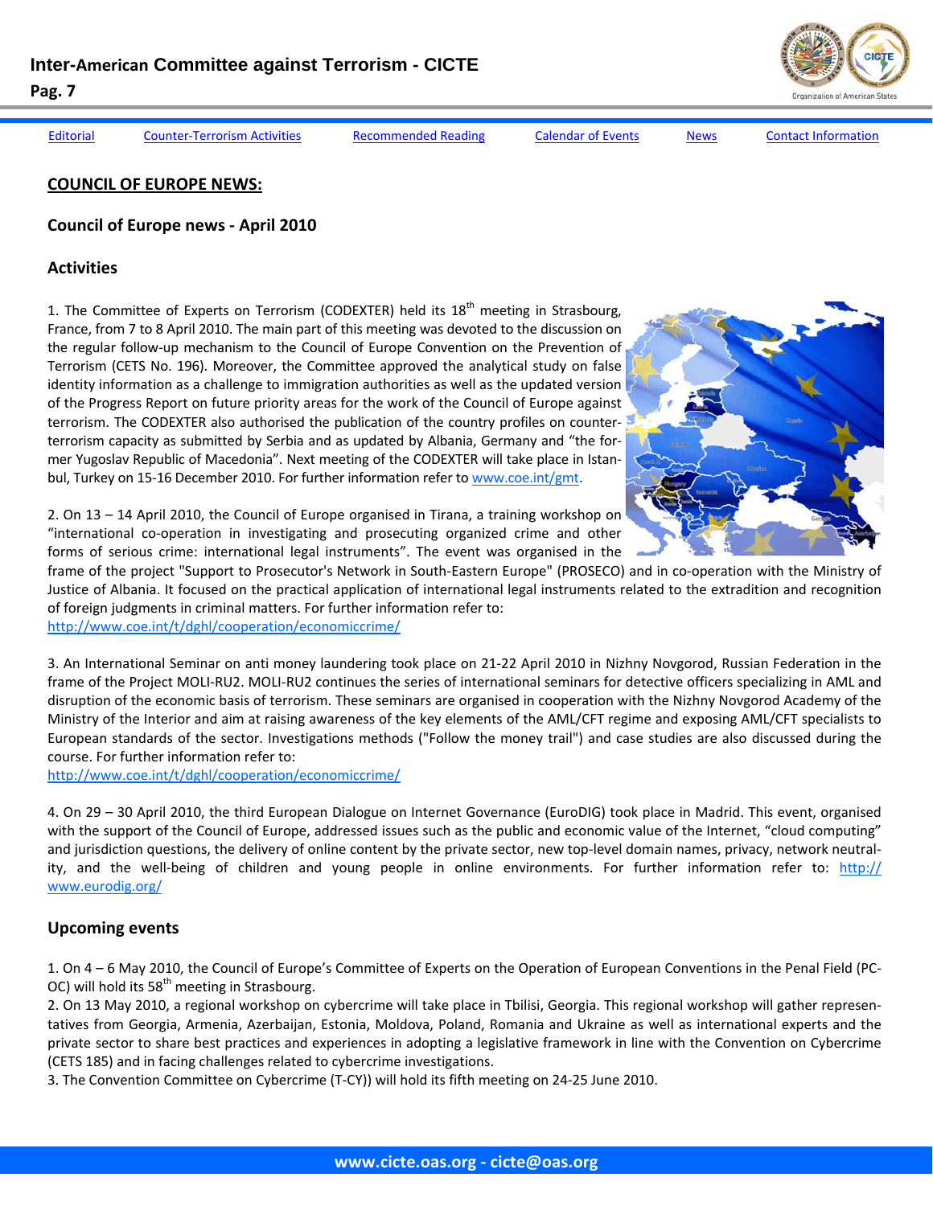## COUNCIL OF EUROPE NEWS:

### Council of Europe news - April 2010

### Activities

1. The Committee of Experts on Terrorism (CODEXTER) held its 18th meeting in Strasbourg, France, from 7 to 8 April 2010. The main part of this meeting was devoted to the discussion on the regular follow-up mechanism to the Council of Europe Convention on the Prevention of Terrorism (CETS No. 196). Moreover, the Committee approved the analytical study on false identity information as a challenge to immigration authorities as well as the updated version of the Progress Report on future priority areas for the work of the Council of Europe against terrorism. The CODEXTER also authorised the publication of the country profiles on counter-terrorism capacity as submitted by Serbia and as updated by Albania, Germany and "the former Yugoslav Republic of Macedonia". Next meeting of the CODEXTER will take place in Istanbul, Turkey on 15-16 December 2010. For further information refer to www.coe.int/gmt.

2. On 13 – 14 April 2010, the Council of Europe organised in Tirana, a training workshop on "international co-operation in investigating and prosecuting organized crime and other forms of serious crime: international legal instruments". The event was organised in the frame of the project "Support to Prosecutor's Network in South-Eastern Europe" (PROSECO) and in co-operation with the Ministry of Justice of Albania. It focused on the practical application of international legal instruments related to the extradition and recognition of foreign judgments in criminal matters. For further information refer to: http://www.coe.int/t/dghl/cooperation/economiccrime/

3. An International Seminar on anti money laundering took place on 21-22 April 2010 in Nizhny Novgorod, Russian Federation in the frame of the Project MOLI-RU2. MOLI-RU2 continues the series of international seminars for detective officers specializing in AML and disruption of the economic basis of terrorism. These seminars are organised in cooperation with the Nizhny Novgorod Academy of the Ministry of the Interior and aim at raising awareness of the key elements of the AML/CFT regime and exposing AML/CFT specialists to European standards of the sector. Investigations methods ("Follow the money trail") and case studies are also discussed during the course. For further information refer to: http://www.coe.int/t/dghl/cooperation/economiccrime/

4. On 29 – 30 April 2010, the third European Dialogue on Internet Governance (EuroDIG) took place in Madrid. This event, organised with the support of the Council of Europe, addressed issues such as the public and economic value of the Internet, "cloud computing" and jurisdiction questions, the delivery of online content by the private sector, new top-level domain names, privacy, network neutrality, and the well-being of children and young people in online environments. For further information refer to: http://www.eurodig.org/

### Upcoming events

1. On 4 – 6 May 2010, the Council of Europe's Committee of Experts on the Operation of European Conventions in the Penal Field (PC-OC) will hold its 58th meeting in Strasbourg.
2. On 13 May 2010, a regional workshop on cybercrime will take place in Tbilisi, Georgia. This regional workshop will gather representatives from Georgia, Armenia, Azerbaijan, Estonia, Moldova, Poland, Romania and Ukraine as well as international experts and the private sector to share best practices and experiences in adopting a legislative framework in line with the Convention on Cybercrime (CETS 185) and in facing challenges related to cybercrime investigations.
3. The Convention Committee on Cybercrime (T-CY)) will hold its fifth meeting on 24-25 June 2010.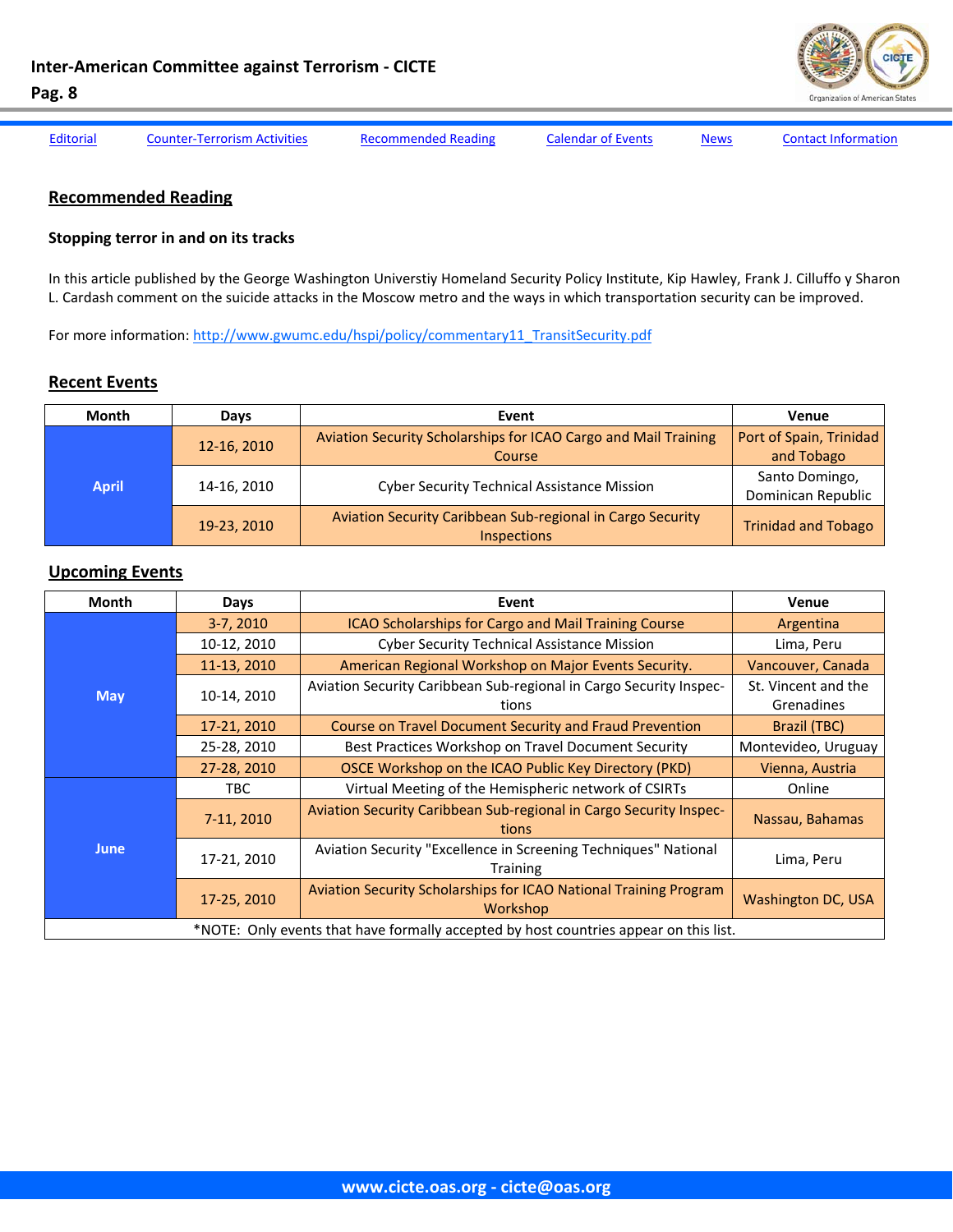[Editorial](#) [Counter-Terrorism Activities](#) [Recommended Reading](#) [Calendar of Events](#) [News](#) [Contact Information](#)

## Recommended Reading

### Stopping terror in and on its tracks

In this article published by the George Washington Universtiy Homeland Security Policy Institute, Kip Hawley, Frank J. Cilluffo y Sharon L. Cardash comment on the suicide attacks in the Moscow metro and the ways in which transportation security can be improved.

For more information: [http://www.gwumc.edu/hspi/policy/commentary11_TransitSecurity.pdf](http://www.gwumc.edu/hspi/policy/commentary11_TransitSecurity.pdf)

## Recent Events

| Month | Days | Event | Venue |
|---|---|---|---|
| April | 12-16, 2010 | Aviation Security Scholarships for ICAO Cargo and Mail Training Course | Port of Spain, Trinidad and Tobago |
| | 14-16, 2010 | Cyber Security Technical Assistance Mission | Santo Domingo, Dominican Republic |
| | 19-23, 2010 | Aviation Security Caribbean Sub-regional in Cargo Security Inspections | Trinidad and Tobago |

## Upcoming Events

| Month | Days | Event | Venue |
|---|---|---|---|
| May | 3-7, 2010 | ICAO Scholarships for Cargo and Mail Training Course | Argentina |
| | 10-12, 2010 | Cyber Security Technical Assistance Mission | Lima, Peru |
| | 11-13, 2010 | American Regional Workshop on Major Events Security. | Vancouver, Canada |
| | 10-14, 2010 | Aviation Security Caribbean Sub-regional in Cargo Security Inspections | St. Vincent and the Grenadines |
| | 17-21, 2010 | Course on Travel Document Security and Fraud Prevention | Brazil (TBC) |
| | 25-28, 2010 | Best Practices Workshop on Travel Document Security | Montevideo, Uruguay |
| | 27-28, 2010 | OSCE Workshop on the ICAO Public Key Directory (PKD) | Vienna, Austria |
| June | TBC | Virtual Meeting of the Hemispheric network of CSIRTs | Online |
| | 7-11, 2010 | Aviation Security Caribbean Sub-regional in Cargo Security Inspections | Nassau, Bahamas |
| | 17-21, 2010 | Aviation Security "Excellence in Screening Techniques" National Training | Lima, Peru |
| | 17-25, 2010 | Aviation Security Scholarships for ICAO National Training Program Workshop | Washington DC, USA |

*NOTE: Only events that have formally accepted by host countries appear on this list.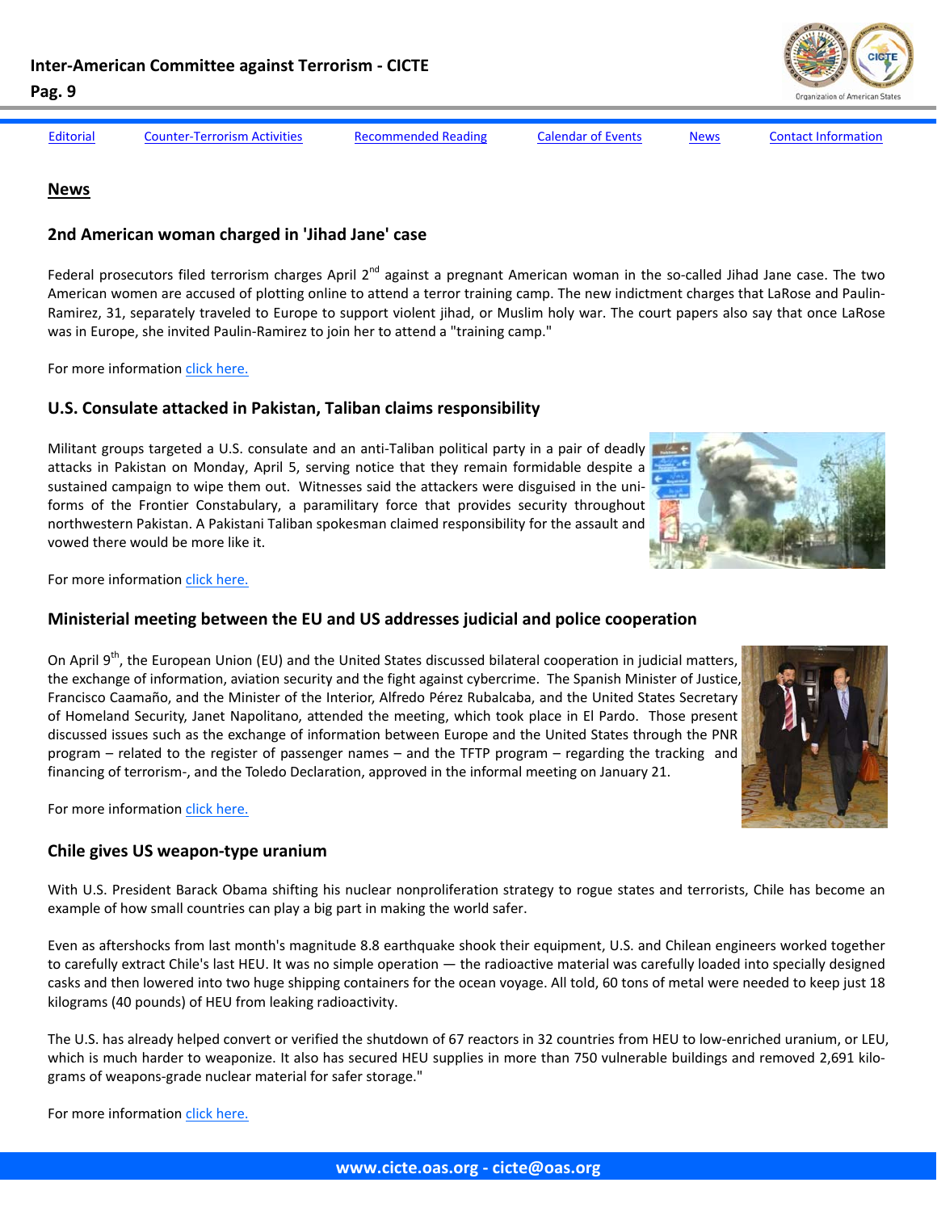Editorial | Counter-Terrorism Activities | Recommended Reading | Calendar of Events | News | Contact Information

## News

### 2nd American woman charged in 'Jihad Jane' case

Federal prosecutors filed terrorism charges April 2nd against a pregnant American woman in the so-called Jihad Jane case. The two American women are accused of plotting online to attend a terror training camp. The new indictment charges that LaRose and Paulin-Ramirez, 31, separately traveled to Europe to support violent jihad, or Muslim holy war. The court papers also say that once LaRose was in Europe, she invited Paulin-Ramirez to join her to attend a "training camp."

For more information click here.

### U.S. Consulate attacked in Pakistan, Taliban claims responsibility

Militant groups targeted a U.S. consulate and an anti-Taliban political party in a pair of deadly attacks in Pakistan on Monday, April 5, serving notice that they remain formidable despite a sustained campaign to wipe them out. Witnesses said the attackers were disguised in the uniforms of the Frontier Constabulary, a paramilitary force that provides security throughout northwestern Pakistan. A Pakistani Taliban spokesman claimed responsibility for the assault and vowed there would be more like it.

For more information click here.

### Ministerial meeting between the EU and US addresses judicial and police cooperation

On April 9th, the European Union (EU) and the United States discussed bilateral cooperation in judicial matters, the exchange of information, aviation security and the fight against cybercrime. The Spanish Minister of Justice, Francisco Caamaño, and the Minister of the Interior, Alfredo Pérez Rubalcaba, and the United States Secretary of Homeland Security, Janet Napolitano, attended the meeting, which took place in El Pardo. Those present discussed issues such as the exchange of information between Europe and the United States through the PNR program – related to the register of passenger names – and the TFTP program – regarding the tracking and financing of terrorism-, and the Toledo Declaration, approved in the informal meeting on January 21.

For more information click here.

### Chile gives US weapon-type uranium

With U.S. President Barack Obama shifting his nuclear nonproliferation strategy to rogue states and terrorists, Chile has become an example of how small countries can play a big part in making the world safer.

Even as aftershocks from last month's magnitude 8.8 earthquake shook their equipment, U.S. and Chilean engineers worked together to carefully extract Chile's last HEU. It was no simple operation — the radioactive material was carefully loaded into specially designed casks and then lowered into two huge shipping containers for the ocean voyage. All told, 60 tons of metal were needed to keep just 18 kilograms (40 pounds) of HEU from leaking radioactivity.

The U.S. has already helped convert or verified the shutdown of 67 reactors in 32 countries from HEU to low-enriched uranium, or LEU, which is much harder to weaponize. It also has secured HEU supplies in more than 750 vulnerable buildings and removed 2,691 kilograms of weapons-grade nuclear material for safer storage."

For more information click here.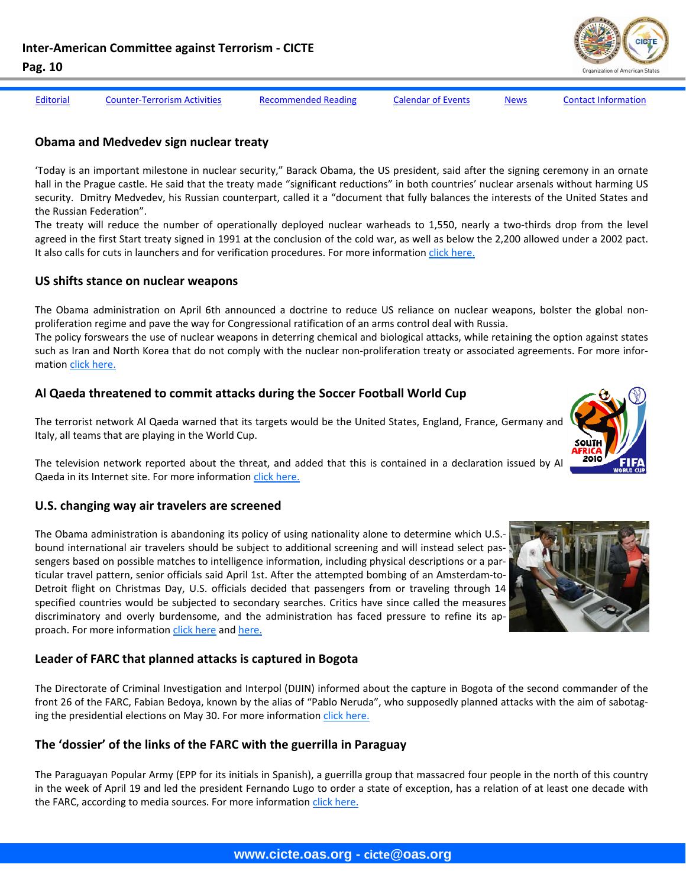## Obama and Medvedev sign nuclear treaty

'Today is an important milestone in nuclear security," Barack Obama, the US president, said after the signing ceremony in an ornate hall in the Prague castle. He said that the treaty made "significant reductions" in both countries' nuclear arsenals without harming US security. Dmitry Medvedev, his Russian counterpart, called it a "document that fully balances the interests of the United States and the Russian Federation".

The treaty will reduce the number of operationally deployed nuclear warheads to 1,550, nearly a two-thirds drop from the level agreed in the first Start treaty signed in 1991 at the conclusion of the cold war, as well as below the 2,200 allowed under a 2002 pact. It also calls for cuts in launchers and for verification procedures. For more information click here.

## US shifts stance on nuclear weapons

The Obama administration on April 6th announced a doctrine to reduce US reliance on nuclear weapons, bolster the global non-proliferation regime and pave the way for Congressional ratification of an arms control deal with Russia.

The policy forswears the use of nuclear weapons in deterring chemical and biological attacks, while retaining the option against states such as Iran and North Korea that do not comply with the nuclear non-proliferation treaty or associated agreements. For more information click here.

## Al Qaeda threatened to commit attacks during the Soccer Football World Cup

The terrorist network Al Qaeda warned that its targets would be the United States, England, France, Germany and Italy, all teams that are playing in the World Cup.

The television network reported about the threat, and added that this is contained in a declaration issued by Al Qaeda in its Internet site. For more information click here.

## U.S. changing way air travelers are screened

The Obama administration is abandoning its policy of using nationality alone to determine which U.S.-bound international air travelers should be subject to additional screening and will instead select passengers based on possible matches to intelligence information, including physical descriptions or a particular travel pattern, senior officials said April 1st. After the attempted bombing of an Amsterdam-to-Detroit flight on Christmas Day, U.S. officials decided that passengers from or traveling through 14 specified countries would be subjected to secondary searches. Critics have since called the measures discriminatory and overly burdensome, and the administration has faced pressure to refine its approach. For more information click here and here.

## Leader of FARC that planned attacks is captured in Bogota

The Directorate of Criminal Investigation and Interpol (DIJIN) informed about the capture in Bogota of the second commander of the front 26 of the FARC, Fabian Bedoya, known by the alias of "Pablo Neruda", who supposedly planned attacks with the aim of sabotaging the presidential elections on May 30. For more information click here.

## The 'dossier' of the links of the FARC with the guerrilla in Paraguay

The Paraguayan Popular Army (EPP for its initials in Spanish), a guerrilla group that massacred four people in the north of this country in the week of April 19 and led the president Fernando Lugo to order a state of exception, has a relation of at least one decade with the FARC, according to media sources. For more information click here.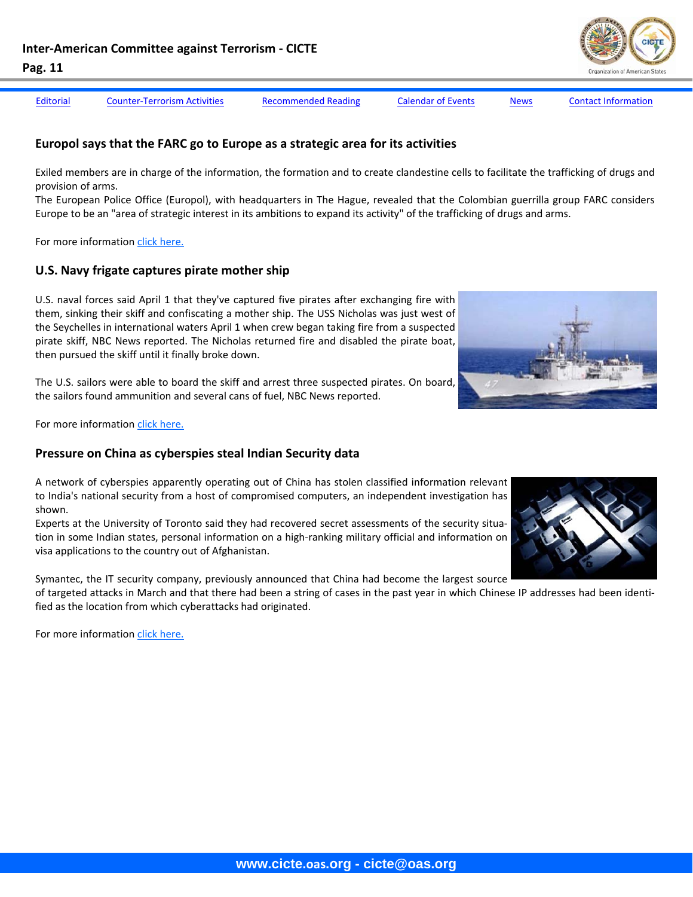Editorial | Counter-Terrorism Activities | Recommended Reading | Calendar of Events | News | Contact Information

### Europol says that the FARC go to Europe as a strategic area for its activities

Exiled members are in charge of the information, the formation and to create clandestine cells to facilitate the trafficking of drugs and provision of arms.
The European Police Office (Europol), with headquarters in The Hague, revealed that the Colombian guerrilla group FARC considers Europe to be an "area of strategic interest in its ambitions to expand its activity" of the trafficking of drugs and arms.

For more information click here.

### U.S. Navy frigate captures pirate mother ship

U.S. naval forces said April 1 that they've captured five pirates after exchanging fire with them, sinking their skiff and confiscating a mother ship. The USS Nicholas was just west of the Seychelles in international waters April 1 when crew began taking fire from a suspected pirate skiff, NBC News reported. The Nicholas returned fire and disabled the pirate boat, then pursued the skiff until it finally broke down.

The U.S. sailors were able to board the skiff and arrest three suspected pirates. On board, the sailors found ammunition and several cans of fuel, NBC News reported.

For more information click here.

### Pressure on China as cyberspies steal Indian Security data

A network of cyberspies apparently operating out of China has stolen classified information relevant to India's national security from a host of compromised computers, an independent investigation has shown.
Experts at the University of Toronto said they had recovered secret assessments of the security situation in some Indian states, personal information on a high-ranking military official and information on visa applications to the country out of Afghanistan.

Symantec, the IT security company, previously announced that China had become the largest source of targeted attacks in March and that there had been a string of cases in the past year in which Chinese IP addresses had been identified as the location from which cyberattacks had originated.

For more information click here.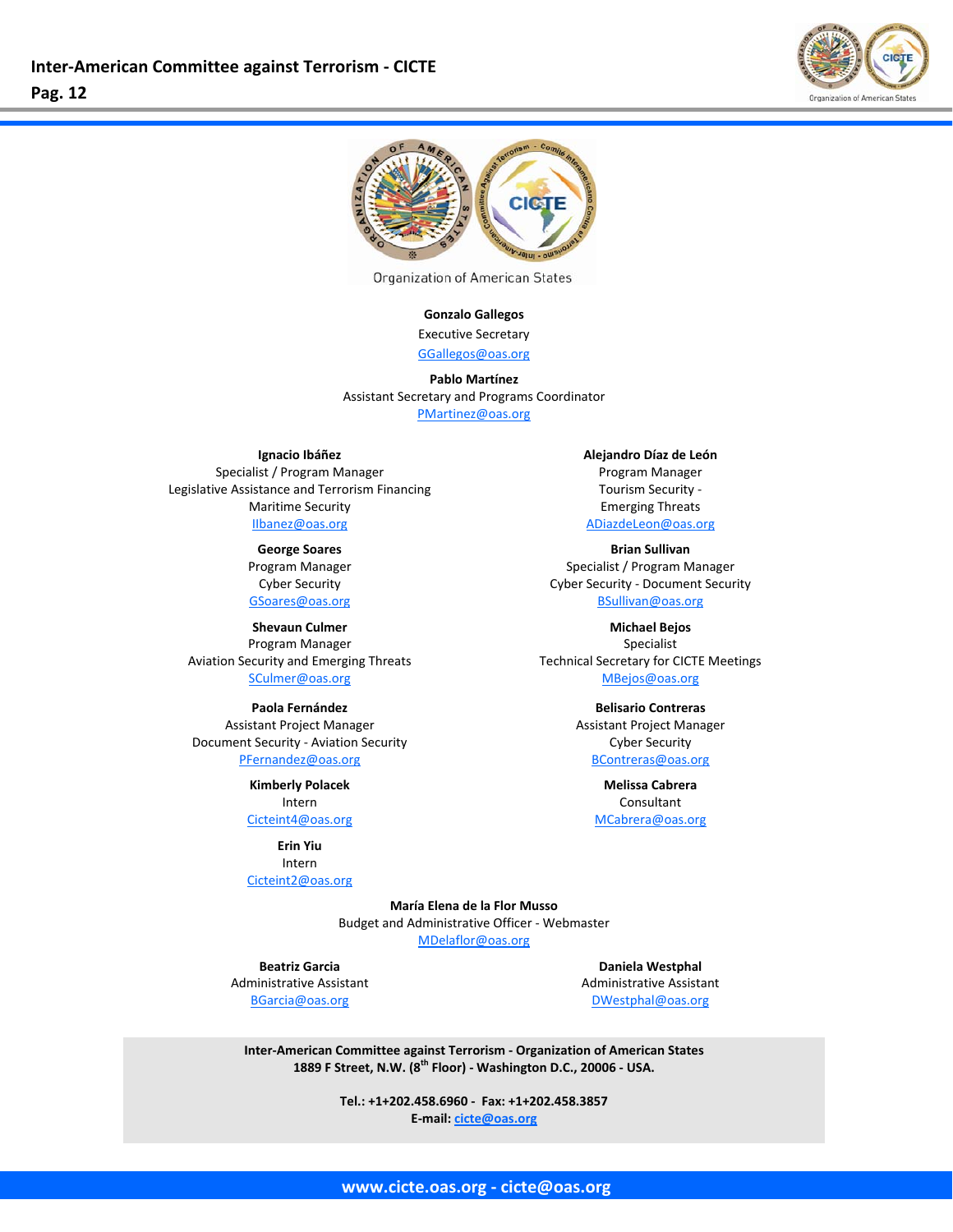Organization of American States

**Gonzalo Gallegos**
Executive Secretary
GGallegos@oas.org

**Pablo Martínez**
Assistant Secretary and Programs Coordinator
PMartinez@oas.org

**Ignacio Ibáñez**
Specialist / Program Manager
Legislative Assistance and Terrorism Financing
Maritime Security
IIbanez@oas.org

**Alejandro Díaz de León**
Program Manager
Tourism Security -
Emerging Threats
ADiazdeLeon@oas.org

**George Soares**
Program Manager
Cyber Security
GSoares@oas.org

**Brian Sullivan**
Specialist / Program Manager
Cyber Security - Document Security
BSullivan@oas.org

**Shevaun Culmer**
Program Manager
Aviation Security and Emerging Threats
SCulmer@oas.org

**Michael Bejos**
Specialist
Technical Secretary for CICTE Meetings
MBejos@oas.org

**Paola Fernández**
Assistant Project Manager
Document Security - Aviation Security
PFernandez@oas.org

**Belisario Contreras**
Assistant Project Manager
Cyber Security
BContreras@oas.org

**Kimberly Polacek**
Intern
Cicteint4@oas.org

**Melissa Cabrera**
Consultant
MCabrera@oas.org

**Erin Yiu**
Intern
Cicteint2@oas.org

**María Elena de la Flor Musso**
Budget and Administrative Officer - Webmaster
MDelaflor@oas.org

**Beatriz Garcia**
Administrative Assistant
BGarcia@oas.org

**Daniela Westphal**
Administrative Assistant
DWestphal@oas.org

**Inter-American Committee against Terrorism - Organization of American States**
**1889 F Street, N.W. (8th Floor) - Washington D.C., 20006 - USA.**

**Tel.: +1+202.458.6960 - Fax: +1+202.458.3857**
**E-mail: cicte@oas.org**

**www.cicte.oas.org - cicte@oas.org**